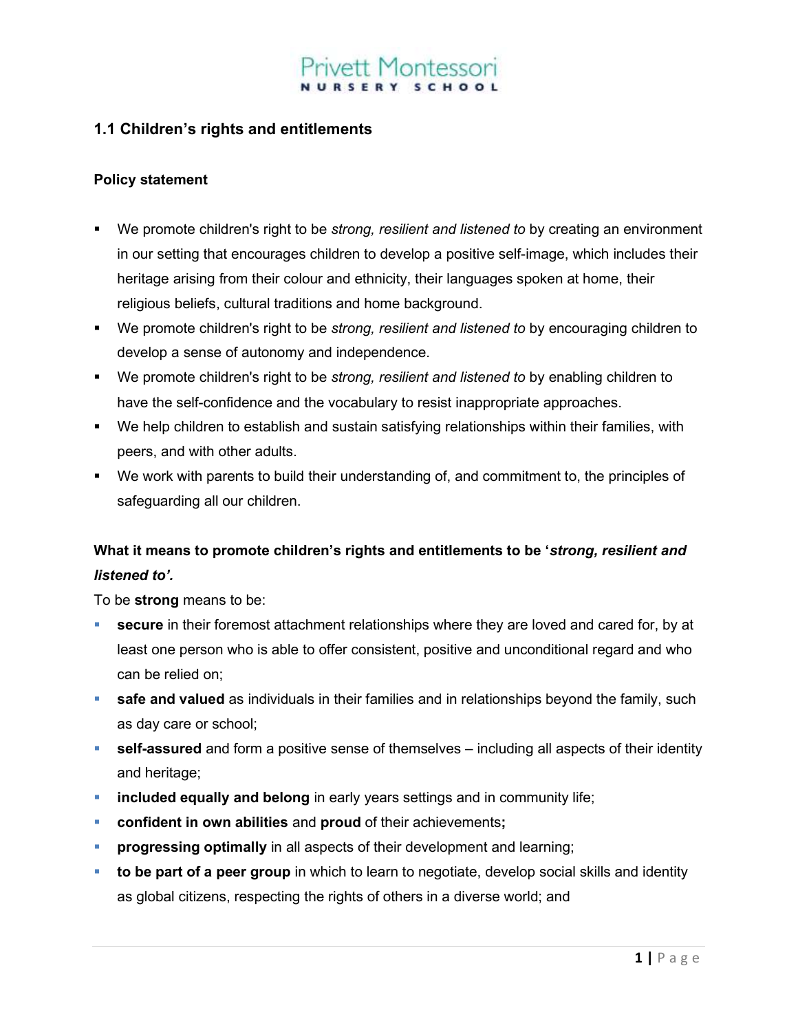Privett Montessori NURSERY SCHOOL

## 1.1 Children's rights and entitlements

### Policy statement

- We promote children's right to be *strong, resilient and listened to* by creating an environment in our setting that encourages children to develop a positive self-image, which includes their heritage arising from their colour and ethnicity, their languages spoken at home, their religious beliefs, cultural traditions and home background.
- We promote children's right to be *strong, resilient and listened to* by encouraging children to develop a sense of autonomy and independence.
- We promote children's right to be *strong, resilient and listened to* by enabling children to have the self-confidence and the vocabulary to resist inappropriate approaches.
- We help children to establish and sustain satisfying relationships within their families, with peers, and with other adults.
- We work with parents to build their understanding of, and commitment to, the principles of safeguarding all our children.

**What it means to promote children's rights and entitlements to be '*strong, resilient and listened to'.***

To be **strong** means to be:

- **secure** in their foremost attachment relationships where they are loved and cared for, by at least one person who is able to offer consistent, positive and unconditional regard and who can be relied on;
- **safe and valued** as individuals in their families and in relationships beyond the family, such as day care or school;
- **self-assured** and form a positive sense of themselves – including all aspects of their identity and heritage;
- **included equally and belong** in early years settings and in community life;
- **confident in own abilities** and **proud** of their achievements**;**
- **progressing optimally** in all aspects of their development and learning;
- **to be part of a peer group** in which to learn to negotiate, develop social skills and identity as global citizens, respecting the rights of others in a diverse world; and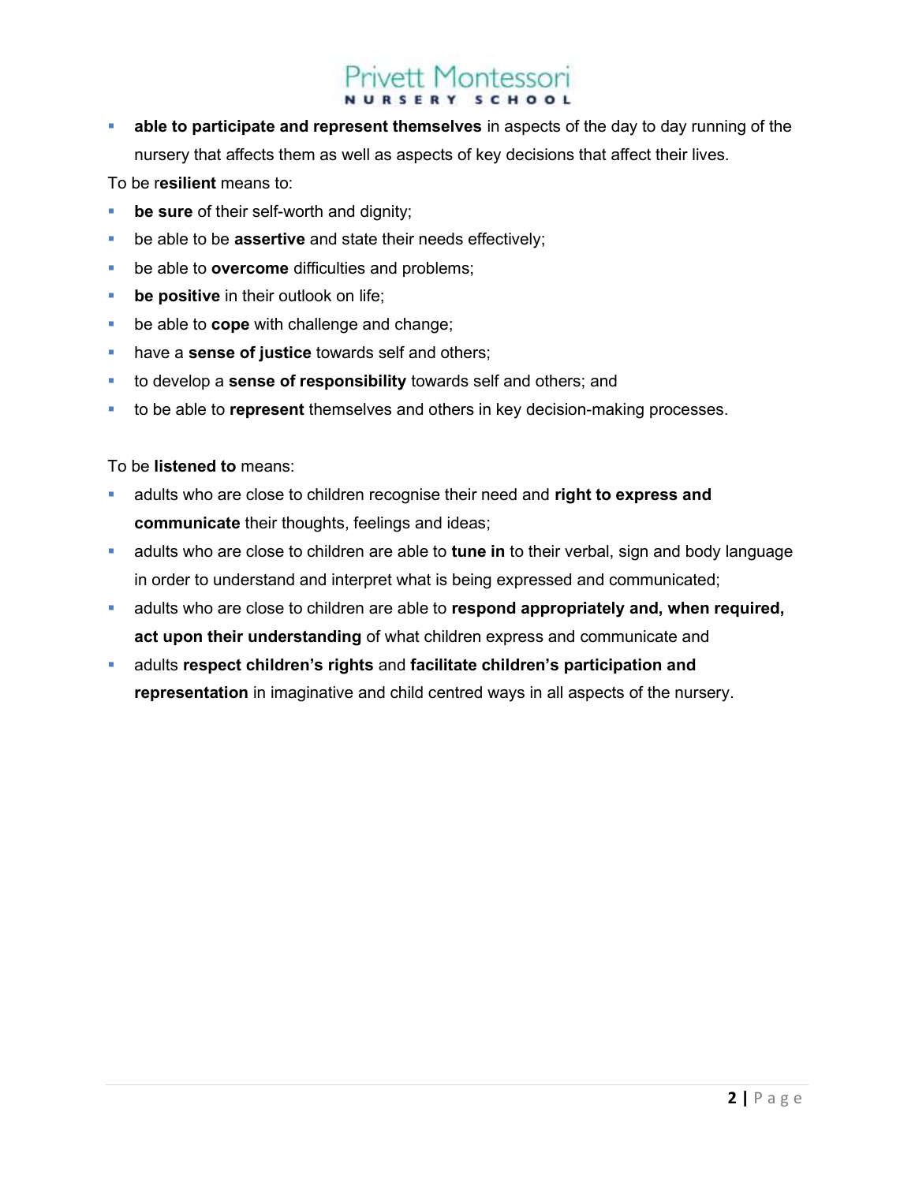- **able to participate and represent themselves** in aspects of the day to day running of the nursery that affects them as well as aspects of key decisions that affect their lives.

To be r**esilient** means to:

- **be sure** of their self-worth and dignity;
- be able to be **assertive** and state their needs effectively;
- be able to **overcome** difficulties and problems;
- **be positive** in their outlook on life;
- be able to **cope** with challenge and change;
- have a **sense of justice** towards self and others;
- to develop a **sense of responsibility** towards self and others; and
- to be able to **represent** themselves and others in key decision-making processes.

To be **listened to** means:

- adults who are close to children recognise their need and **right to express and communicate** their thoughts, feelings and ideas;
- adults who are close to children are able to **tune in** to their verbal, sign and body language in order to understand and interpret what is being expressed and communicated;
- adults who are close to children are able to **respond appropriately and, when required, act upon their understanding** of what children express and communicate and
- adults **respect children's rights** and **facilitate children's participation and representation** in imaginative and child centred ways in all aspects of the nursery.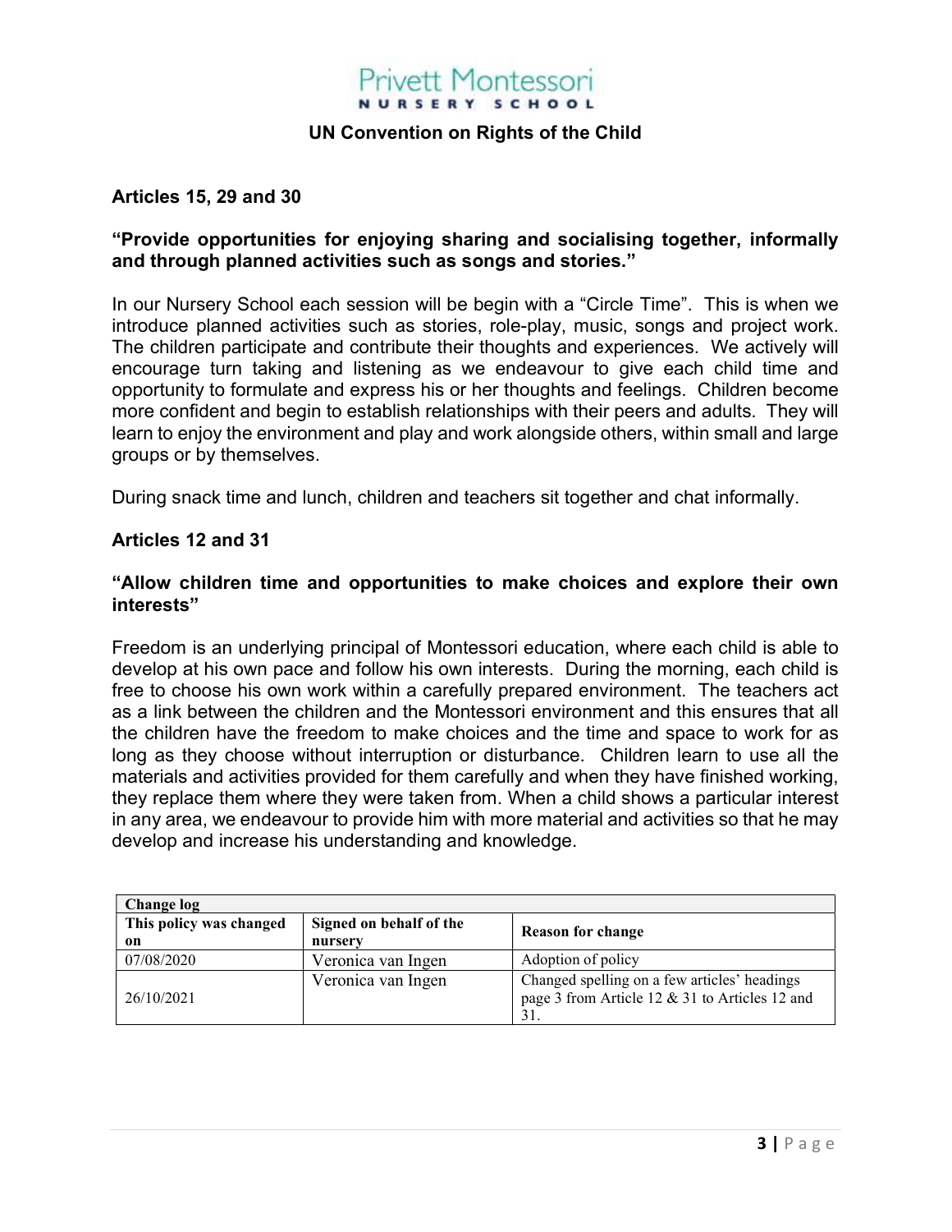Privett Montessori NURSERY SCHOOL

## UN Convention on Rights of the Child

### Articles 15, 29 and 30

**"Provide opportunities for enjoying sharing and socialising together, informally and through planned activities such as songs and stories."**

In our Nursery School each session will be begin with a "Circle Time". This is when we introduce planned activities such as stories, role-play, music, songs and project work. The children participate and contribute their thoughts and experiences. We actively will encourage turn taking and listening as we endeavour to give each child time and opportunity to formulate and express his or her thoughts and feelings. Children become more confident and begin to establish relationships with their peers and adults. They will learn to enjoy the environment and play and work alongside others, within small and large groups or by themselves.

During snack time and lunch, children and teachers sit together and chat informally.

### Articles 12 and 31

**"Allow children time and opportunities to make choices and explore their own interests"**

Freedom is an underlying principal of Montessori education, where each child is able to develop at his own pace and follow his own interests. During the morning, each child is free to choose his own work within a carefully prepared environment. The teachers act as a link between the children and the Montessori environment and this ensures that all the children have the freedom to make choices and the time and space to work for as long as they choose without interruption or disturbance. Children learn to use all the materials and activities provided for them carefully and when they have finished working, they replace them where they were taken from. When a child shows a particular interest in any area, we endeavour to provide him with more material and activities so that he may develop and increase his understanding and knowledge.

| Change log | | |
|---|---|---|
| **This policy was changed on** | **Signed on behalf of the nursery** | **Reason for change** |
| 07/08/2020 | Veronica van Ingen | Adoption of policy |
| 26/10/2021 | Veronica van Ingen | Changed spelling on a few articles' headings page 3 from Article 12 & 31 to Articles 12 and 31. |